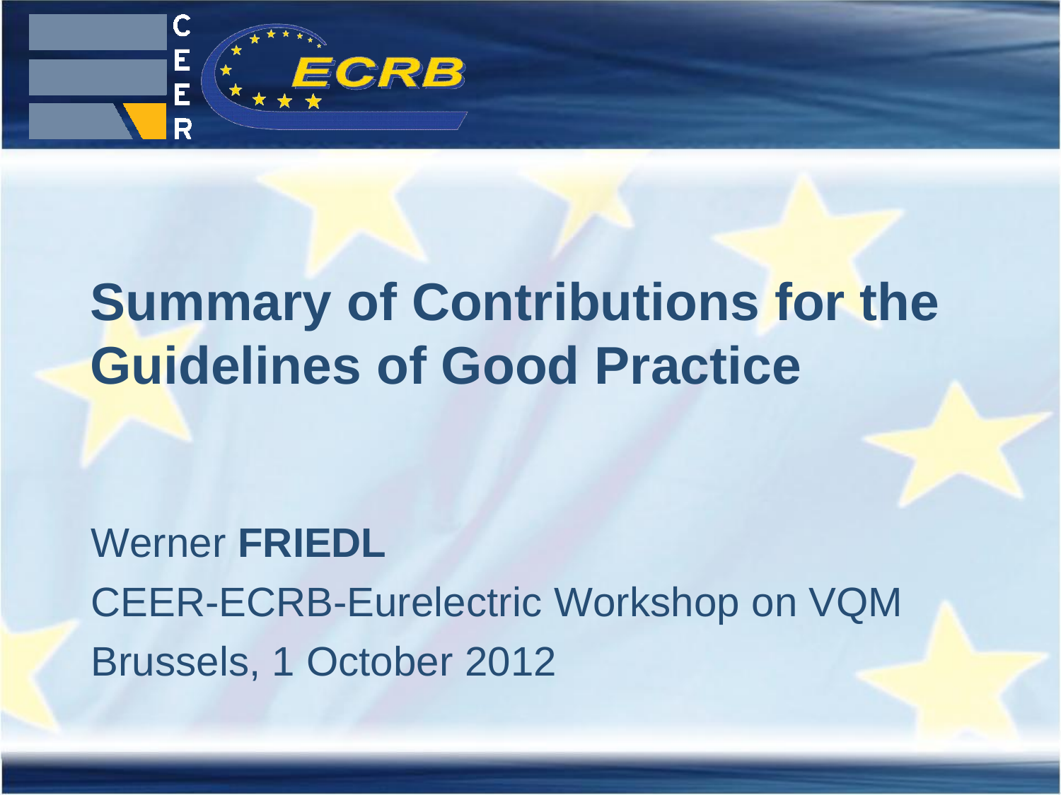# Summary of Contributions for the Guidelines of Good Practice

Werner **FRIEDL**

CEER-ECRB-Eurelectric Workshop on VQM

Brussels, 1 October 2012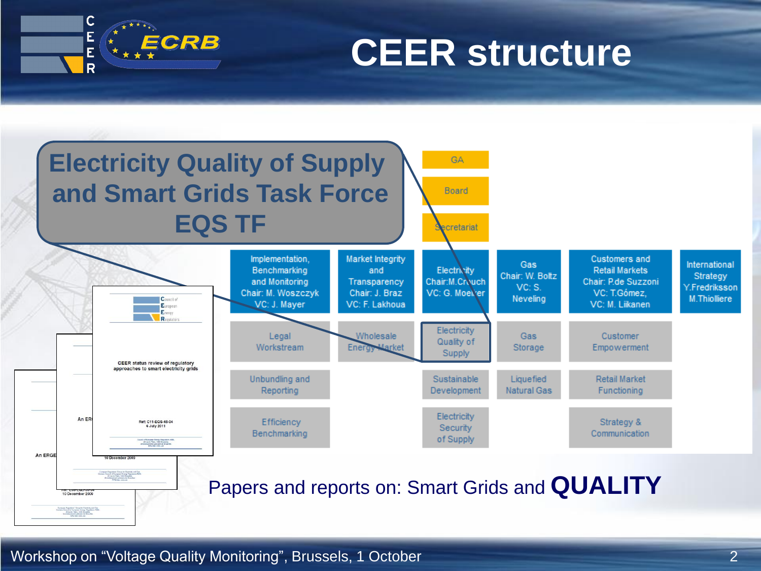# CEER structure

## Electricity Quality of Supply and Smart Grids Task Force EQS TF

GA

Board

Secretariat

| Implementation, Benchmarking and Monitoring Chair: M. Woszczyk VC: J. Mayer | Market Integrity and Transparency Chair: J. Braz VC: F. Lakhoua | Electricity Chair: M.Crouch VC: G. Moelker | Gas Chair: W. Boltz VC: S. Neveling | Customers and Retail Markets Chair: P.de Suzzoni VC: T.Gómez, VC: M. Liikanen | International Strategy Y.Fredriksson M.Thiolliere |
|---|---|---|---|---|---|
| Legal Workstream | Wholesale Energy Market | Electricity Quality of Supply | Gas Storage | Customer Empowerment | |
| Unbundling and Reporting | | Sustainable Development | Liquefied Natural Gas | Retail Market Functioning | |
| Efficiency Benchmarking | | Electricity Security of Supply | | Strategy & Communication | |

CEER status review of regulatory approaches to smart electricity grids

Ref: C11-EQS-45-04
6 July 2011

Papers and reports on: Smart Grids and **QUALITY**

Workshop on “Voltage Quality Monitoring”, Brussels, 1 October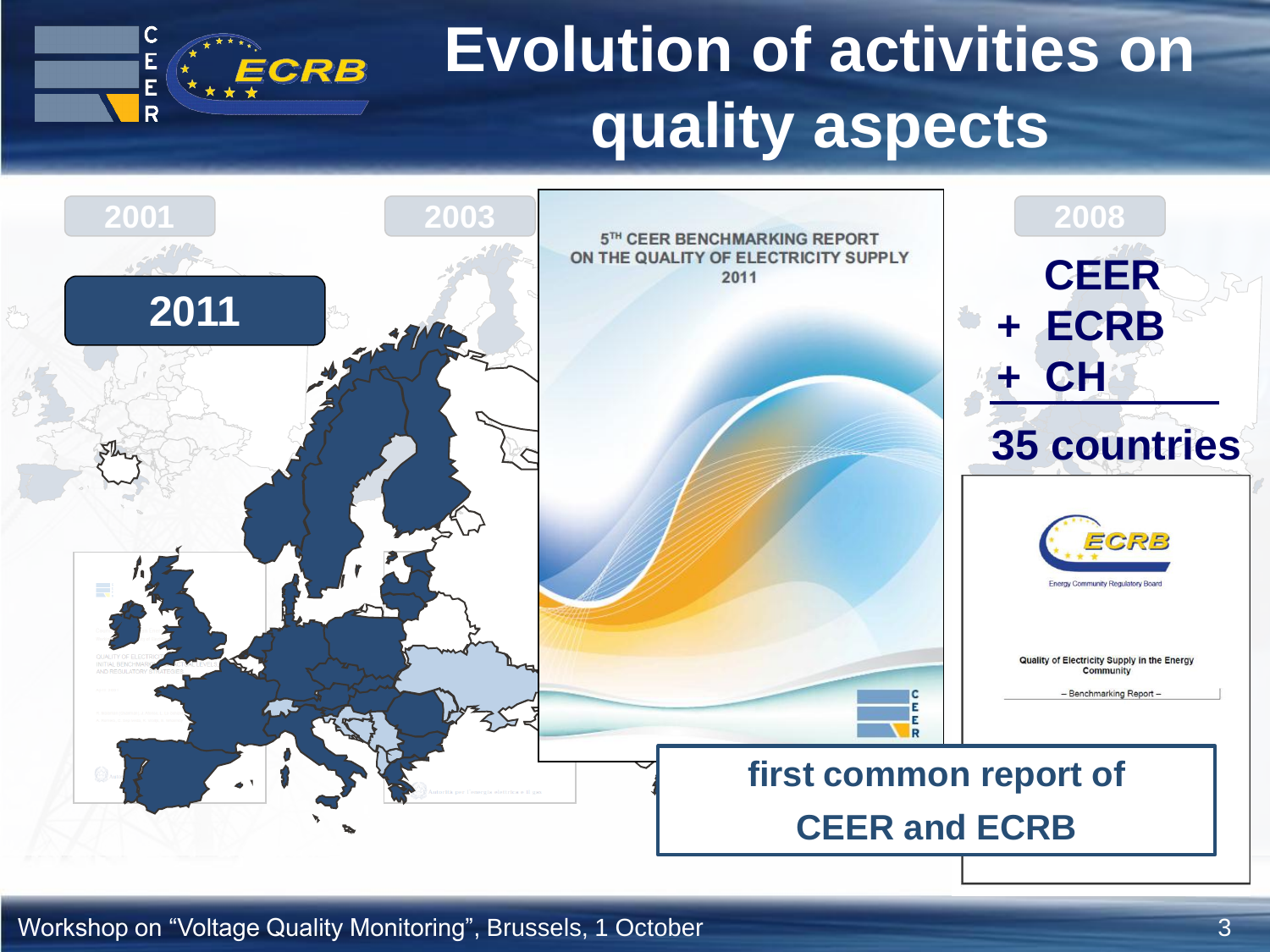# Evolution of activities on quality aspects

2001

2003

2011

5TH CEER BENCHMARKING REPORT ON THE QUALITY OF ELECTRICITY SUPPLY 2011

2008

**CEER**
**+ ECRB**
**+ CH**

**35 countries**

ECRB

Energy Community Regulatory Board

Quality of Electricity Supply in the Energy Community

– Benchmarking Report –

**first common report of CEER and ECRB**

Workshop on "Voltage Quality Monitoring", Brussels, 1 October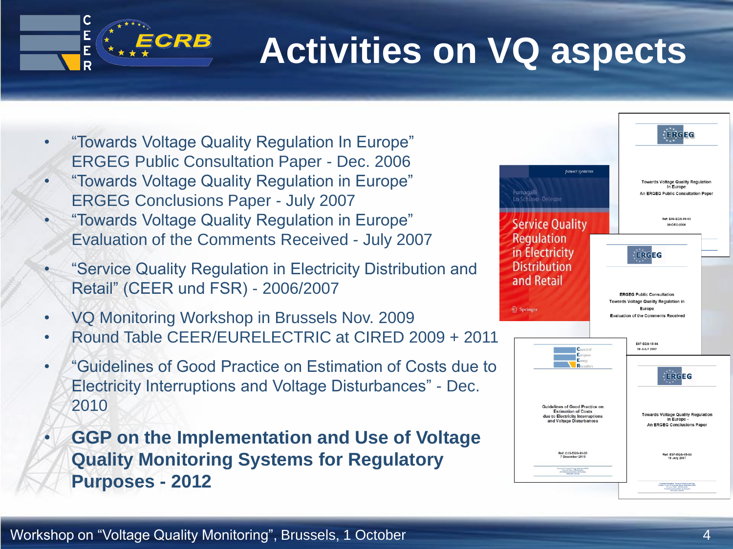# Activities on VQ aspects

- "Towards Voltage Quality Regulation In Europe" ERGEG Public Consultation Paper - Dec. 2006
- "Towards Voltage Quality Regulation in Europe" ERGEG Conclusions Paper - July 2007
- "Towards Voltage Quality Regulation in Europe" Evaluation of the Comments Received - July 2007
- "Service Quality Regulation in Electricity Distribution and Retail" (CEER und FSR) - 2006/2007
- VQ Monitoring Workshop in Brussels Nov. 2009
- Round Table CEER/EURELECTRIC at CIRED 2009 + 2011
- "Guidelines of Good Practice on Estimation of Costs due to Electricity Interruptions and Voltage Disturbances" - Dec. 2010
- **GGP on the Implementation and Use of Voltage Quality Monitoring Systems for Regulatory Purposes - 2012**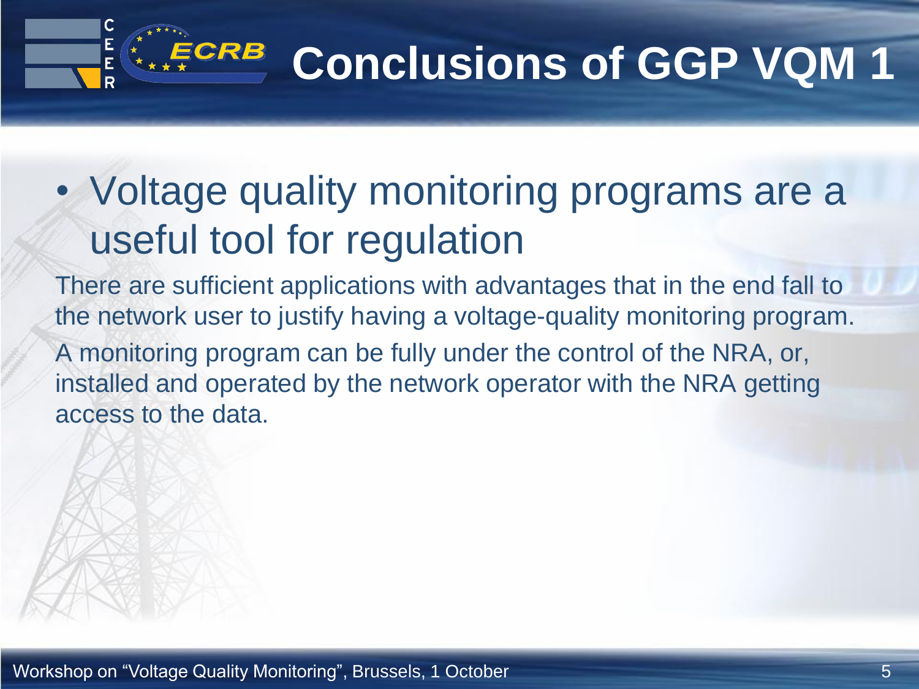# Conclusions of GGP VQM 1

- Voltage quality monitoring programs are a useful tool for regulation

There are sufficient applications with advantages that in the end fall to the network user to justify having a voltage-quality monitoring program.

A monitoring program can be fully under the control of the NRA, or, installed and operated by the network operator with the NRA getting access to the data.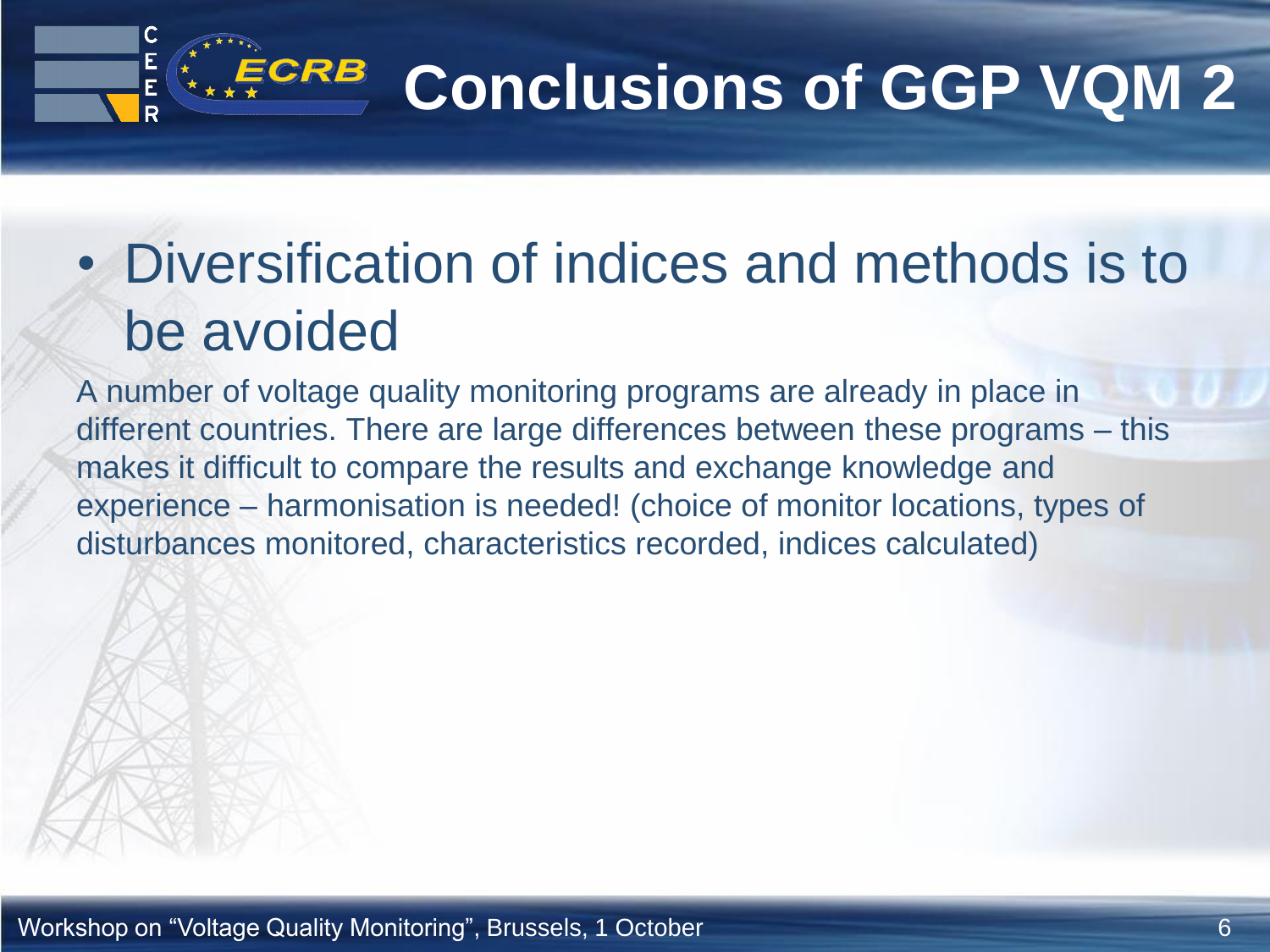# Conclusions of GGP VQM 2

- Diversification of indices and methods is to be avoided

A number of voltage quality monitoring programs are already in place in different countries. There are large differences between these programs – this makes it difficult to compare the results and exchange knowledge and experience – harmonisation is needed! (choice of monitor locations, types of disturbances monitored, characteristics recorded, indices calculated)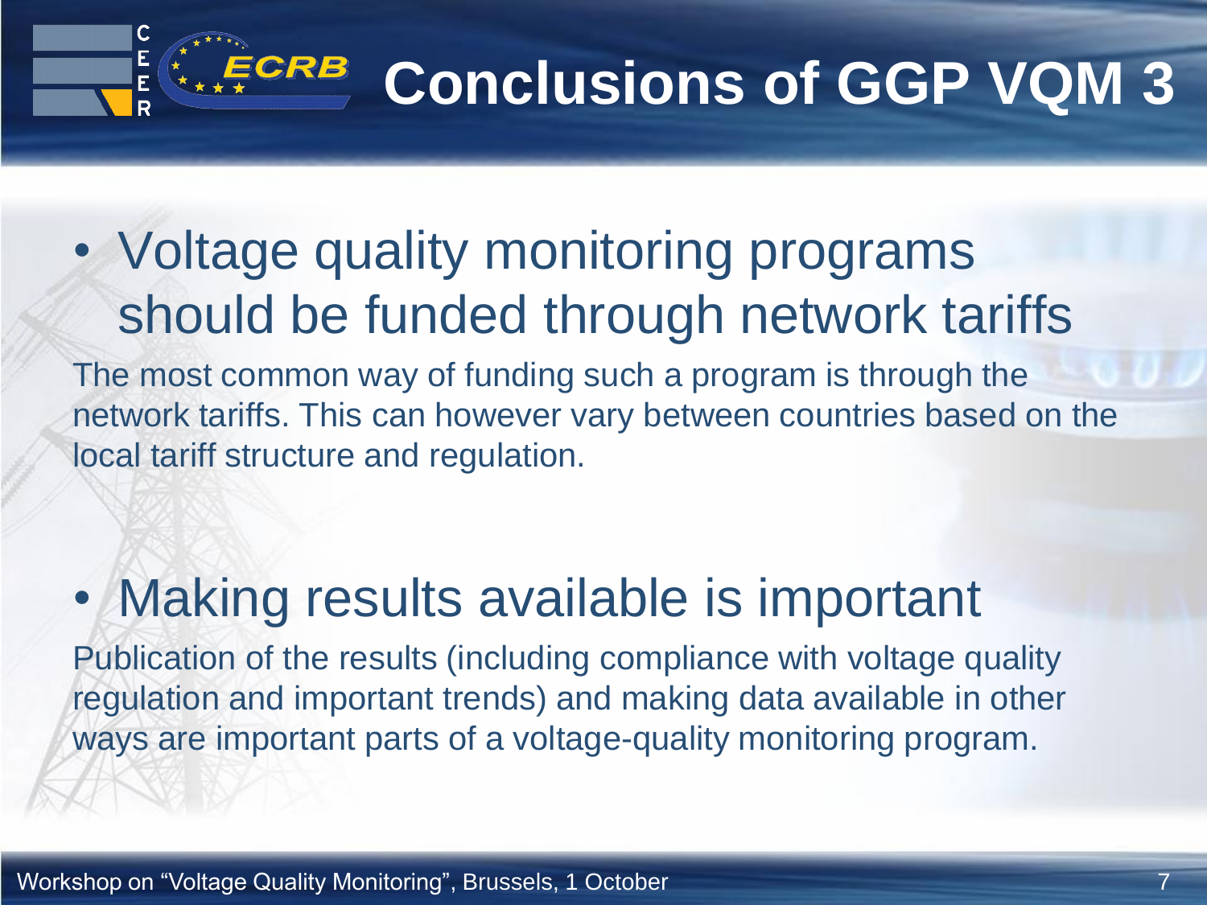# Conclusions of GGP VQM 3

- Voltage quality monitoring programs should be funded through network tariffs

The most common way of funding such a program is through the network tariffs. This can however vary between countries based on the local tariff structure and regulation.

- Making results available is important

Publication of the results (including compliance with voltage quality regulation and important trends) and making data available in other ways are important parts of a voltage-quality monitoring program.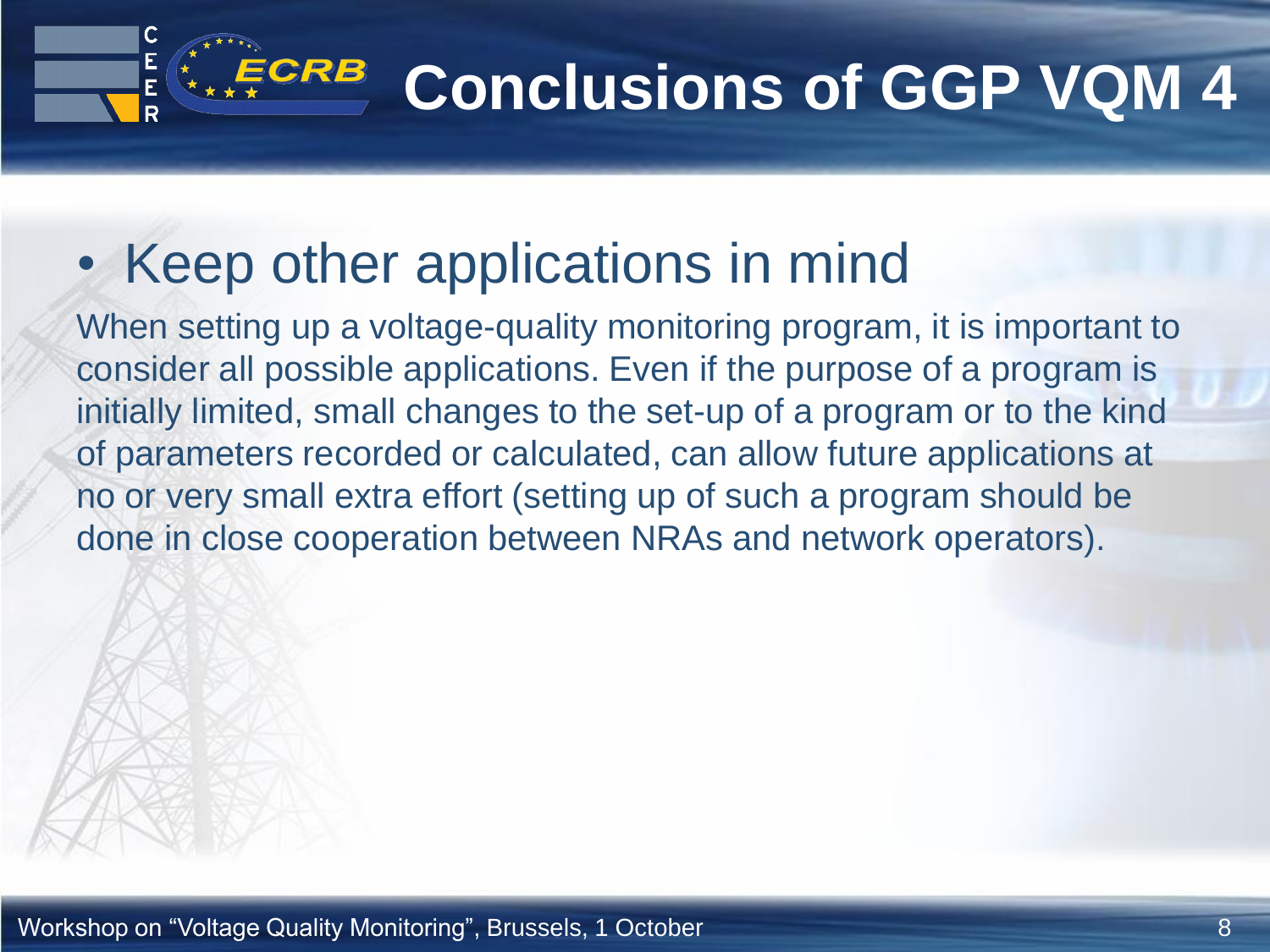# Conclusions of GGP VQM 4

- Keep other applications in mind

When setting up a voltage-quality monitoring program, it is important to consider all possible applications. Even if the purpose of a program is initially limited, small changes to the set-up of a program or to the kind of parameters recorded or calculated, can allow future applications at no or very small extra effort (setting up of such a program should be done in close cooperation between NRAs and network operators).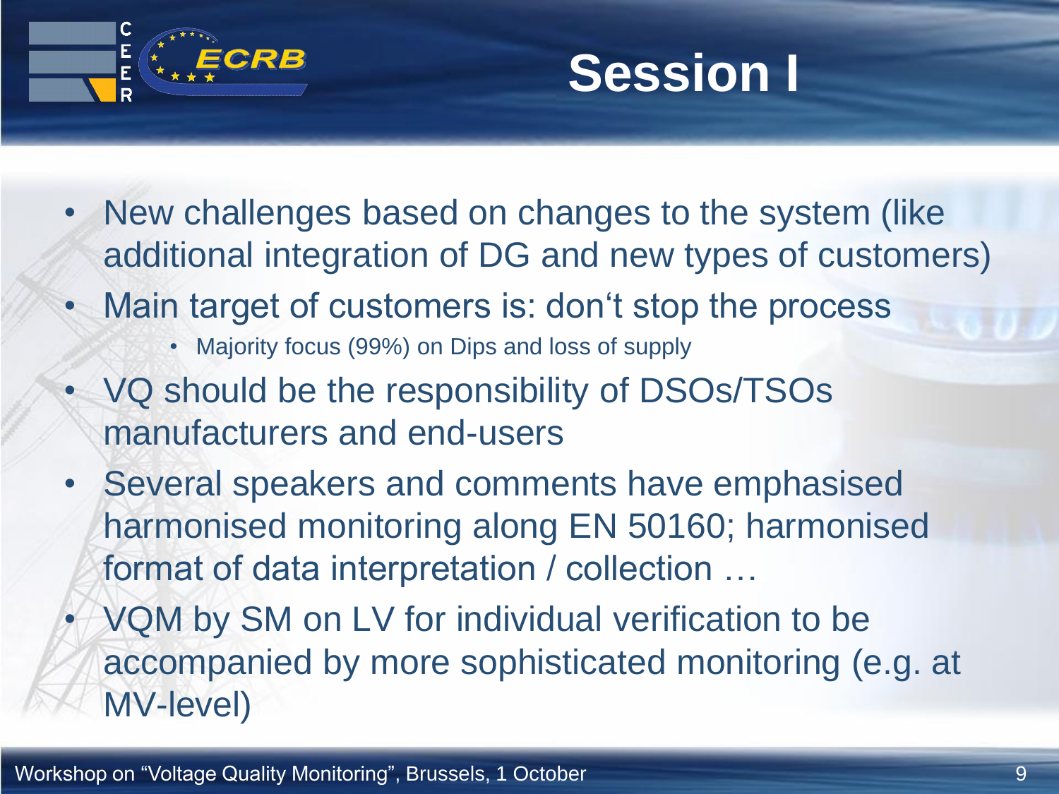# Session I

- New challenges based on changes to the system (like additional integration of DG and new types of customers)
- Main target of customers is: don't stop the process
  - Majority focus (99%) on Dips and loss of supply
- VQ should be the responsibility of DSOs/TSOs manufacturers and end-users
- Several speakers and comments have emphasised harmonised monitoring along EN 50160; harmonised format of data interpretation / collection …
- VQM by SM on LV for individual verification to be accompanied by more sophisticated monitoring (e.g. at MV-level)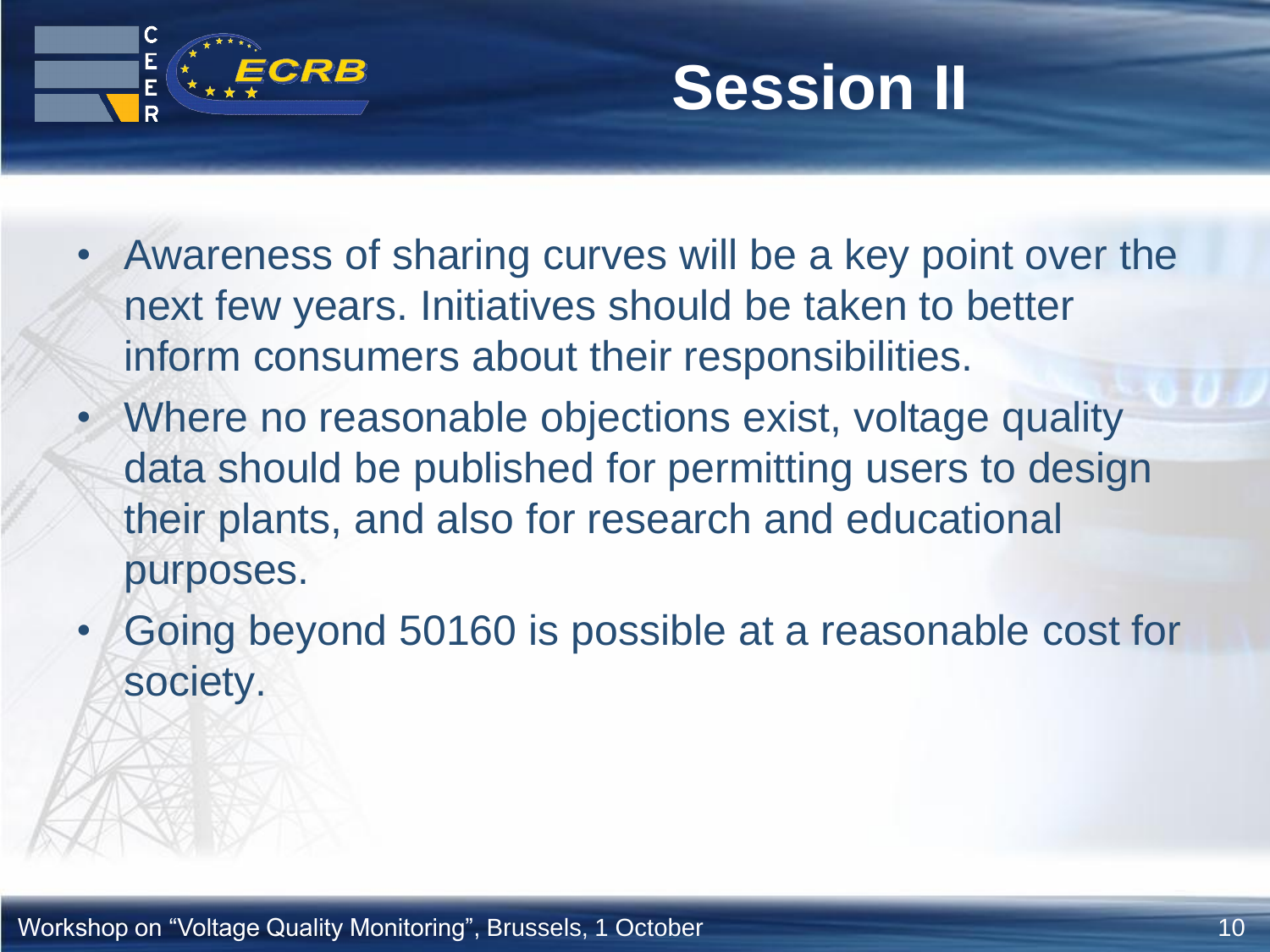# Session II

- Awareness of sharing curves will be a key point over the next few years. Initiatives should be taken to better inform consumers about their responsibilities.
- Where no reasonable objections exist, voltage quality data should be published for permitting users to design their plants, and also for research and educational purposes.
- Going beyond 50160 is possible at a reasonable cost for society.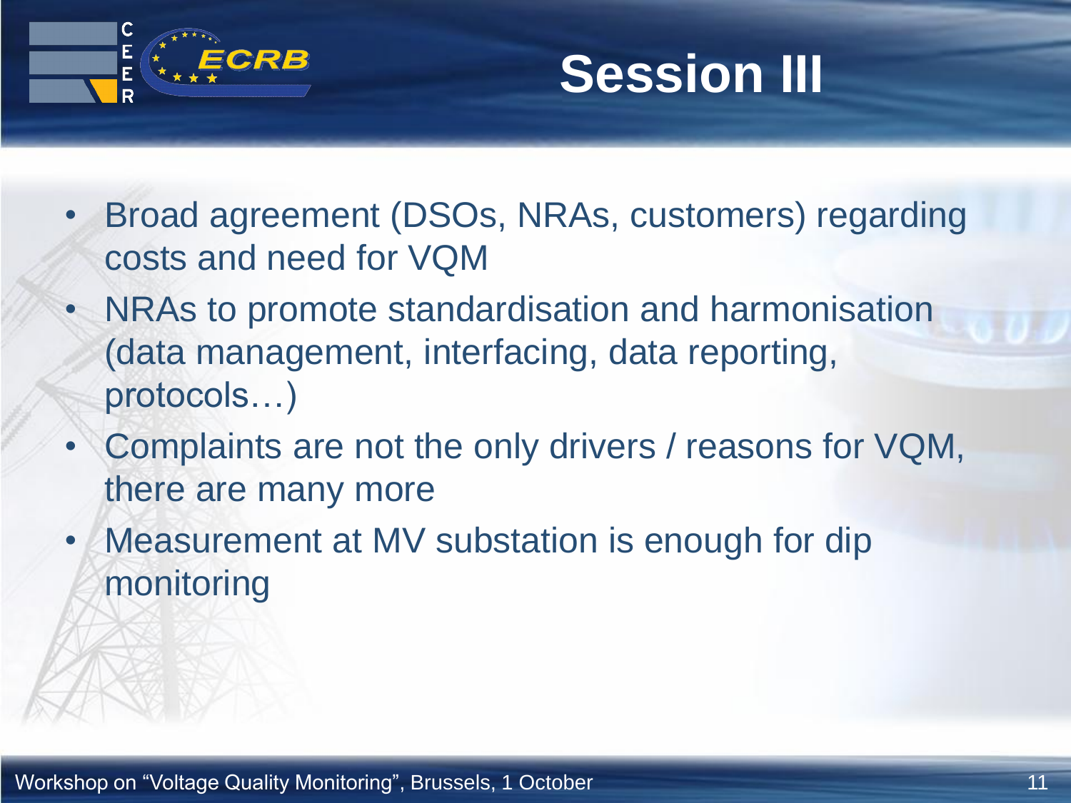# Session III

- Broad agreement (DSOs, NRAs, customers) regarding costs and need for VQM
- NRAs to promote standardisation and harmonisation (data management, interfacing, data reporting, protocols…)
- Complaints are not the only drivers / reasons for VQM, there are many more
- Measurement at MV substation is enough for dip monitoring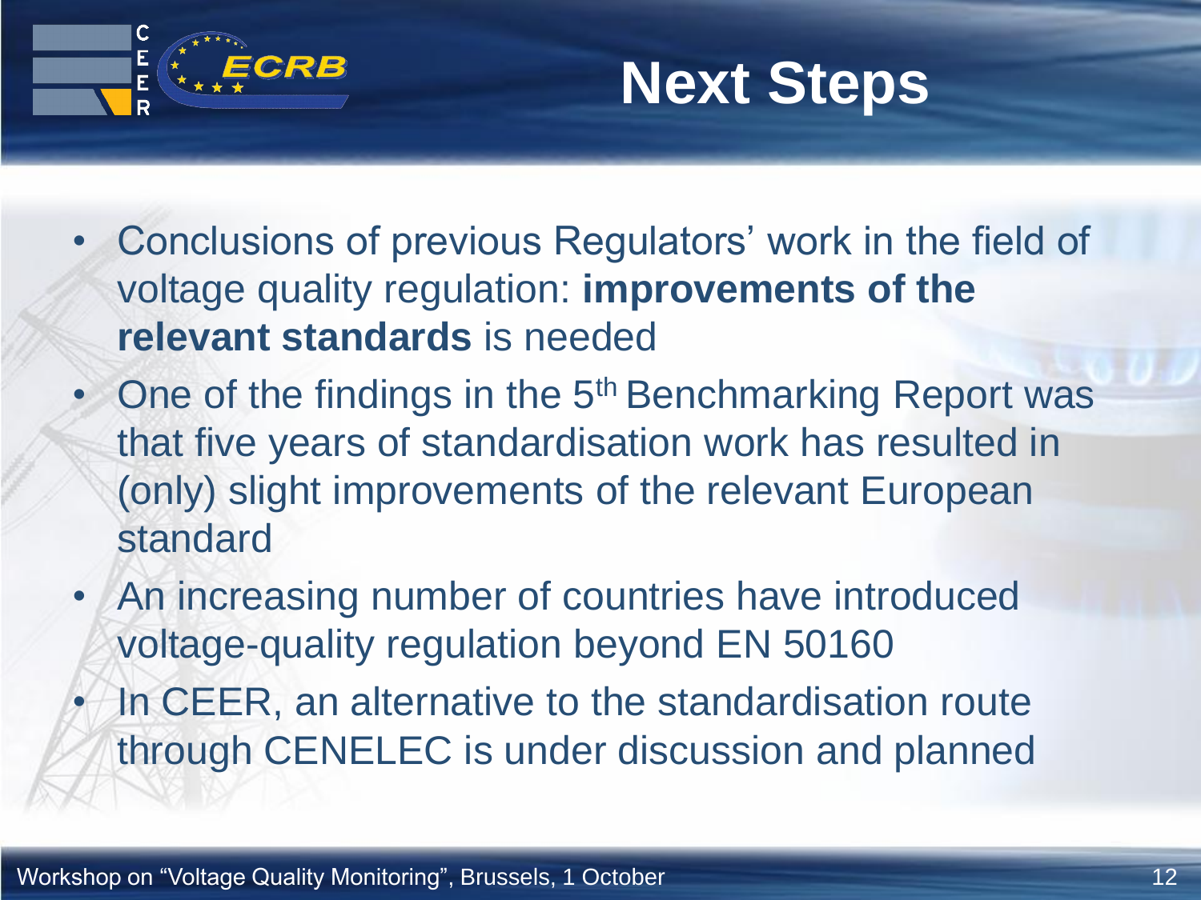# Next Steps

- Conclusions of previous Regulators' work in the field of voltage quality regulation: **improvements of the relevant standards** is needed
- One of the findings in the 5th Benchmarking Report was that five years of standardisation work has resulted in (only) slight improvements of the relevant European standard
- An increasing number of countries have introduced voltage-quality regulation beyond EN 50160
- In CEER, an alternative to the standardisation route through CENELEC is under discussion and planned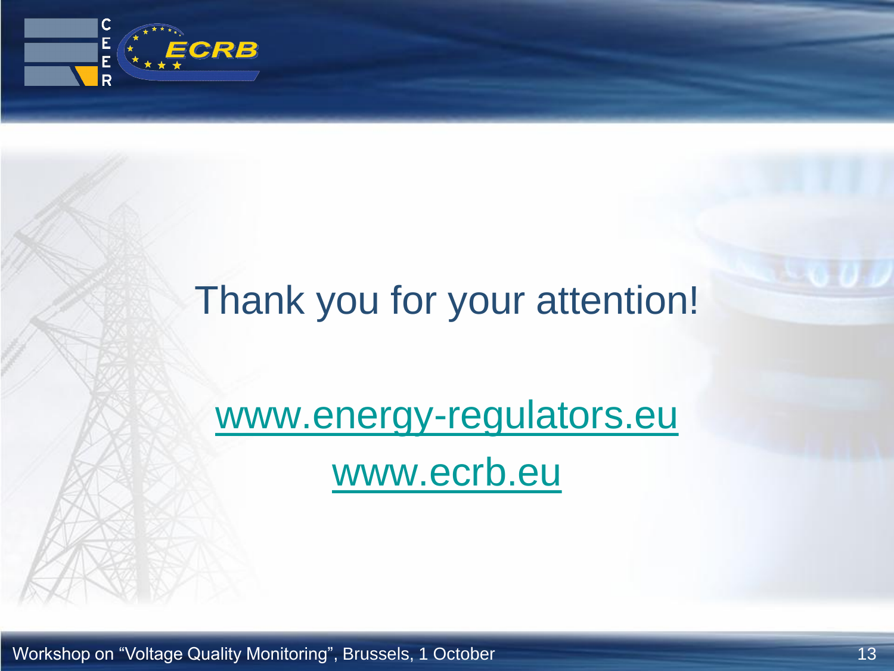Thank you for your attention!

www.energy-regulators.eu

www.ecrb.eu